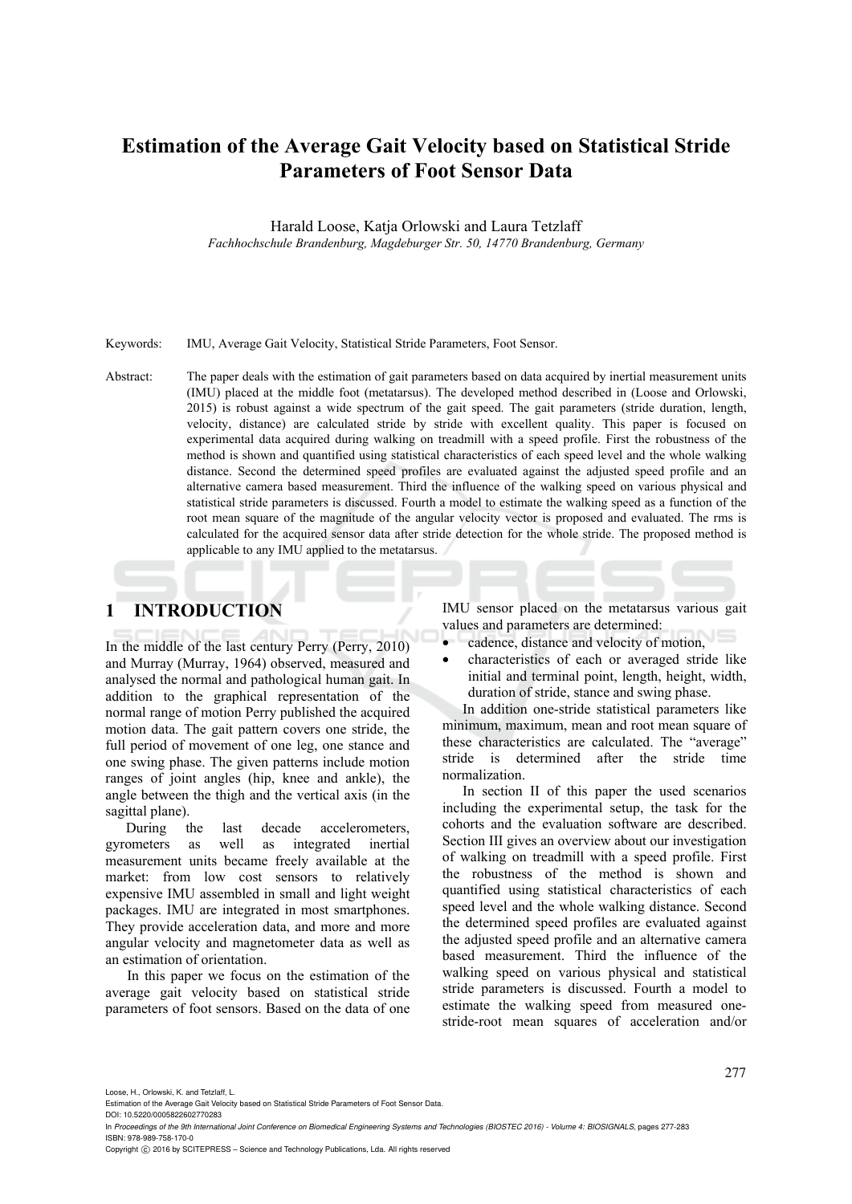# Estimation of the Average Gait Velocity based on Statistical Stride Parameters of Foot Sensor Data

Harald Loose, Katja Orlowski and Laura Tetzlaff

*Fachhochschule Brandenburg, Magdeburger Str. 50, 14770 Brandenburg, Germany*

Keywords: IMU, Average Gait Velocity, Statistical Stride Parameters, Foot Sensor.

Abstract: The paper deals with the estimation of gait parameters based on data acquired by inertial measurement units (IMU) placed at the middle foot (metatarsus). The developed method described in (Loose and Orlowski, 2015) is robust against a wide spectrum of the gait speed. The gait parameters (stride duration, length, velocity, distance) are calculated stride by stride with excellent quality. This paper is focused on experimental data acquired during walking on treadmill with a speed profile. First the robustness of the method is shown and quantified using statistical characteristics of each speed level and the whole walking distance. Second the determined speed profiles are evaluated against the adjusted speed profile and an alternative camera based measurement. Third the influence of the walking speed on various physical and statistical stride parameters is discussed. Fourth a model to estimate the walking speed as a function of the root mean square of the magnitude of the angular velocity vector is proposed and evaluated. The rms is calculated for the acquired sensor data after stride detection for the whole stride. The proposed method is applicable to any IMU applied to the metatarsus.

## 1 INTRODUCTION

In the middle of the last century Perry (Perry, 2010) and Murray (Murray, 1964) observed, measured and analysed the normal and pathological human gait. In addition to the graphical representation of the normal range of motion Perry published the acquired motion data. The gait pattern covers one stride, the full period of movement of one leg, one stance and one swing phase. The given patterns include motion ranges of joint angles (hip, knee and ankle), the angle between the thigh and the vertical axis (in the sagittal plane).

During the last decade accelerometers, gyrometers as well as integrated inertial measurement units became freely available at the market: from low cost sensors to relatively expensive IMU assembled in small and light weight packages. IMU are integrated in most smartphones. They provide acceleration data, and more and more angular velocity and magnetometer data as well as an estimation of orientation.

In this paper we focus on the estimation of the average gait velocity based on statistical stride parameters of foot sensors. Based on the data of one IMU sensor placed on the metatarsus various gait values and parameters are determined:

- cadence, distance and velocity of motion,
- characteristics of each or averaged stride like initial and terminal point, length, height, width, duration of stride, stance and swing phase.

In addition one-stride statistical parameters like minimum, maximum, mean and root mean square of these characteristics are calculated. The "average" stride is determined after the stride time normalization.

In section II of this paper the used scenarios including the experimental setup, the task for the cohorts and the evaluation software are described. Section III gives an overview about our investigation of walking on treadmill with a speed profile. First the robustness of the method is shown and quantified using statistical characteristics of each speed level and the whole walking distance. Second the determined speed profiles are evaluated against the adjusted speed profile and an alternative camera based measurement. Third the influence of the walking speed on various physical and statistical stride parameters is discussed. Fourth a model to estimate the walking speed from measured one-stride-root mean squares of acceleration and/or

Loose, H., Orlowski, K. and Tetzlaff, L.
Estimation of the Average Gait Velocity based on Statistical Stride Parameters of Foot Sensor Data.
DOI: 10.5220/0005822602770283
In *Proceedings of the 9th International Joint Conference on Biomedical Engineering Systems and Technologies (BIOSTEC 2016) - Volume 4: BIOSIGNALS*, pages 277-283
ISBN: 978-989-758-170-0
Copyright © 2016 by SCITEPRESS – Science and Technology Publications, Lda. All rights reserved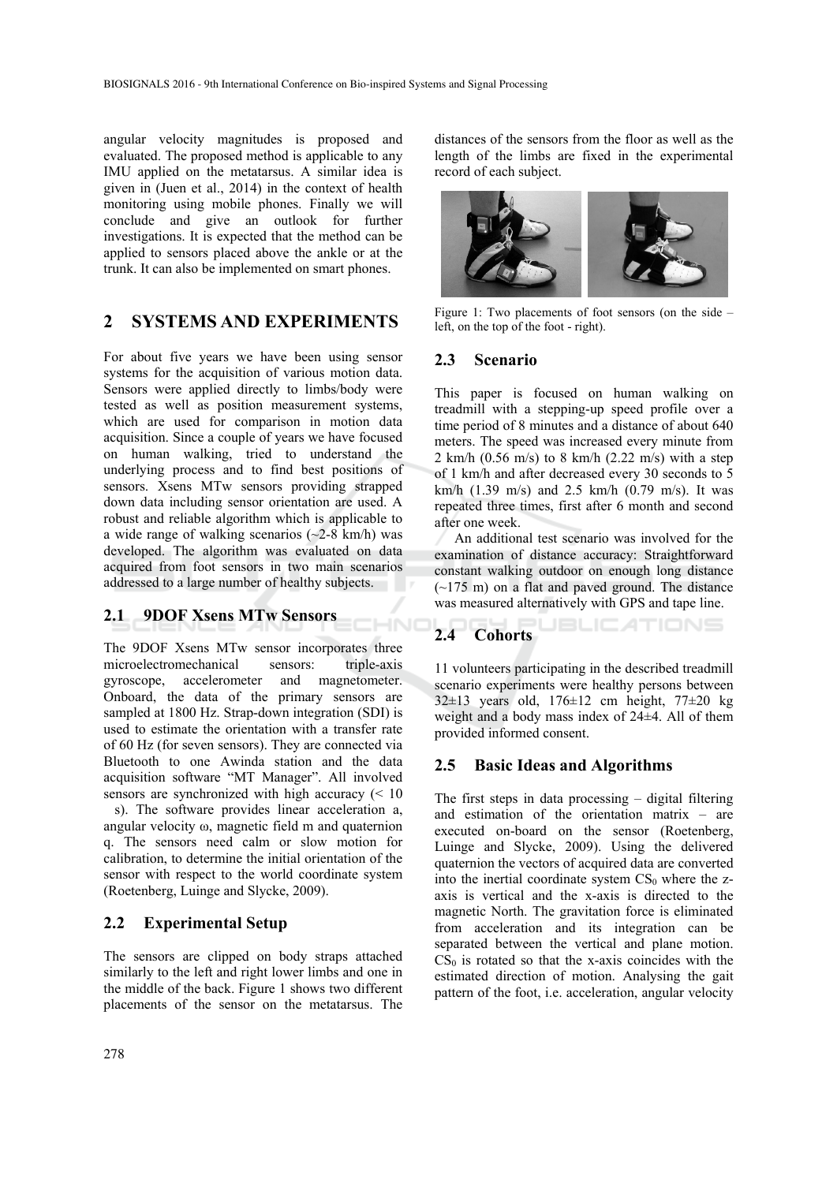angular velocity magnitudes is proposed and evaluated. The proposed method is applicable to any IMU applied on the metatarsus. A similar idea is given in (Juen et al., 2014) in the context of health monitoring using mobile phones. Finally we will conclude and give an outlook for further investigations. It is expected that the method can be applied to sensors placed above the ankle or at the trunk. It can also be implemented on smart phones.

## 2 SYSTEMS AND EXPERIMENTS

For about five years we have been using sensor systems for the acquisition of various motion data. Sensors were applied directly to limbs/body were tested as well as position measurement systems, which are used for comparison in motion data acquisition. Since a couple of years we have focused on human walking, tried to understand the underlying process and to find best positions of sensors. Xsens MTw sensors providing strapped down data including sensor orientation are used. A robust and reliable algorithm which is applicable to a wide range of walking scenarios (~2-8 km/h) was developed. The algorithm was evaluated on data acquired from foot sensors in two main scenarios addressed to a large number of healthy subjects.

### 2.1 9DOF Xsens MTw Sensors

The 9DOF Xsens MTw sensor incorporates three microelectromechanical sensors: triple-axis gyroscope, accelerometer and magnetometer. Onboard, the data of the primary sensors are sampled at 1800 Hz. Strap-down integration (SDI) is used to estimate the orientation with a transfer rate of 60 Hz (for seven sensors). They are connected via Bluetooth to one Awinda station and the data acquisition software "MT Manager". All involved sensors are synchronized with high accuracy (< 10 s). The software provides linear acceleration a, angular velocity ω, magnetic field m and quaternion q. The sensors need calm or slow motion for calibration, to determine the initial orientation of the sensor with respect to the world coordinate system (Roetenberg, Luinge and Slycke, 2009).

### 2.2 Experimental Setup

The sensors are clipped on body straps attached similarly to the left and right lower limbs and one in the middle of the back. Figure 1 shows two different placements of the sensor on the metatarsus. The distances of the sensors from the floor as well as the length of the limbs are fixed in the experimental record of each subject.

Figure 1: Two placements of foot sensors (on the side – left, on the top of the foot - right).

### 2.3 Scenario

This paper is focused on human walking on treadmill with a stepping-up speed profile over a time period of 8 minutes and a distance of about 640 meters. The speed was increased every minute from 2 km/h (0.56 m/s) to 8 km/h (2.22 m/s) with a step of 1 km/h and after decreased every 30 seconds to 5 km/h (1.39 m/s) and 2.5 km/h (0.79 m/s). It was repeated three times, first after 6 month and second after one week.

An additional test scenario was involved for the examination of distance accuracy: Straightforward constant walking outdoor on enough long distance (~175 m) on a flat and paved ground. The distance was measured alternatively with GPS and tape line.

### 2.4 Cohorts

11 volunteers participating in the described treadmill scenario experiments were healthy persons between 32±13 years old, 176±12 cm height, 77±20 kg weight and a body mass index of 24±4. All of them provided informed consent.

### 2.5 Basic Ideas and Algorithms

The first steps in data processing – digital filtering and estimation of the orientation matrix – are executed on-board on the sensor (Roetenberg, Luinge and Slycke, 2009). Using the delivered quaternion the vectors of acquired data are converted into the inertial coordinate system $CS_0$ where the z-axis is vertical and the x-axis is directed to the magnetic North. The gravitation force is eliminated from acceleration and its integration can be separated between the vertical and plane motion. $CS_0$ is rotated so that the x-axis coincides with the estimated direction of motion. Analysing the gait pattern of the foot, i.e. acceleration, angular velocity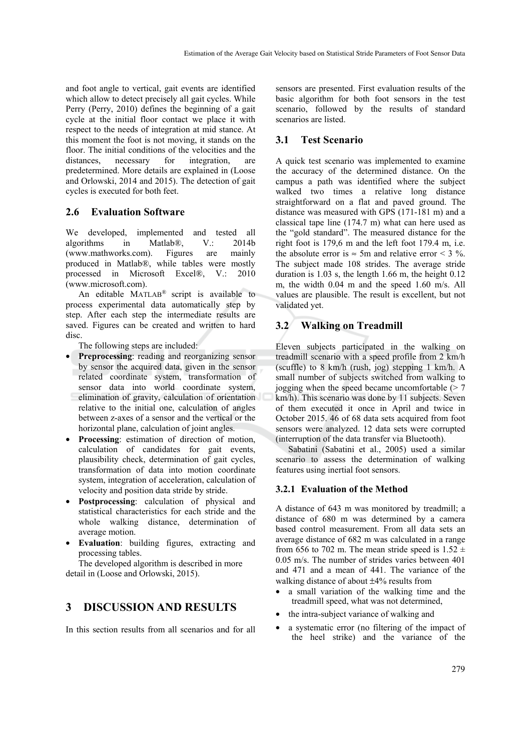and foot angle to vertical, gait events are identified which allow to detect precisely all gait cycles. While Perry (Perry, 2010) defines the beginning of a gait cycle at the initial floor contact we place it with respect to the needs of integration at mid stance. At this moment the foot is not moving, it stands on the floor. The initial conditions of the velocities and the distances, necessary for integration, are predetermined. More details are explained in (Loose and Orlowski, 2014 and 2015). The detection of gait cycles is executed for both feet.

### 2.6 Evaluation Software

We developed, implemented and tested all algorithms in Matlab®, V.: 2014b (www.mathworks.com). Figures are mainly produced in Matlab®, while tables were mostly processed in Microsoft Excel®, V.: 2010 (www.microsoft.com).

An editable MATLAB® script is available to process experimental data automatically step by step. After each step the intermediate results are saved. Figures can be created and written to hard disc.

The following steps are included:

- **Preprocessing**: reading and reorganizing sensor by sensor the acquired data, given in the sensor related coordinate system, transformation of sensor data into world coordinate system, elimination of gravity, calculation of orientation relative to the initial one, calculation of angles between z-axes of a sensor and the vertical or the horizontal plane, calculation of joint angles.
- **Processing**: estimation of direction of motion, calculation of candidates for gait events, plausibility check, determination of gait cycles, transformation of data into motion coordinate system, integration of acceleration, calculation of velocity and position data stride by stride.
- **Postprocessing**: calculation of physical and statistical characteristics for each stride and the whole walking distance, determination of average motion.
- **Evaluation**: building figures, extracting and processing tables.

The developed algorithm is described in more detail in (Loose and Orlowski, 2015).

## 3 DISCUSSION AND RESULTS

In this section results from all scenarios and for all sensors are presented. First evaluation results of the basic algorithm for both foot sensors in the test scenario, followed by the results of standard scenarios are listed.

### 3.1 Test Scenario

A quick test scenario was implemented to examine the accuracy of the determined distance. On the campus a path was identified where the subject walked two times a relative long distance straightforward on a flat and paved ground. The distance was measured with GPS (171-181 m) and a classical tape line (174.7 m) what can here used as the "gold standard". The measured distance for the right foot is 179,6 m and the left foot 179.4 m, i.e. the absolute error is ≈ 5m and relative error < 3 %. The subject made 108 strides. The average stride duration is 1.03 s, the length 1.66 m, the height 0.12 m, the width 0.04 m and the speed 1.60 m/s. All values are plausible. The result is excellent, but not validated yet.

### 3.2 Walking on Treadmill

Eleven subjects participated in the walking on treadmill scenario with a speed profile from 2 km/h (scuffle) to 8 km/h (rush, jog) stepping 1 km/h. A small number of subjects switched from walking to jogging when the speed became uncomfortable (> 7 km/h). This scenario was done by 11 subjects. Seven of them executed it once in April and twice in October 2015. 46 of 68 data sets acquired from foot sensors were analyzed. 12 data sets were corrupted (interruption of the data transfer via Bluetooth).

Sabatini (Sabatini et al., 2005) used a similar scenario to assess the determination of walking features using inertial foot sensors.

#### 3.2.1 Evaluation of the Method

A distance of 643 m was monitored by treadmill; a distance of 680 m was determined by a camera based control measurement. From all data sets an average distance of 682 m was calculated in a range from 656 to 702 m. The mean stride speed is 1.52 ± 0.05 m/s. The number of strides varies between 401 and 471 and a mean of 441. The variance of the walking distance of about ±4% results from

- a small variation of the walking time and the treadmill speed, what was not determined,
- the intra-subject variance of walking and
- a systematic error (no filtering of the impact of the heel strike) and the variance of the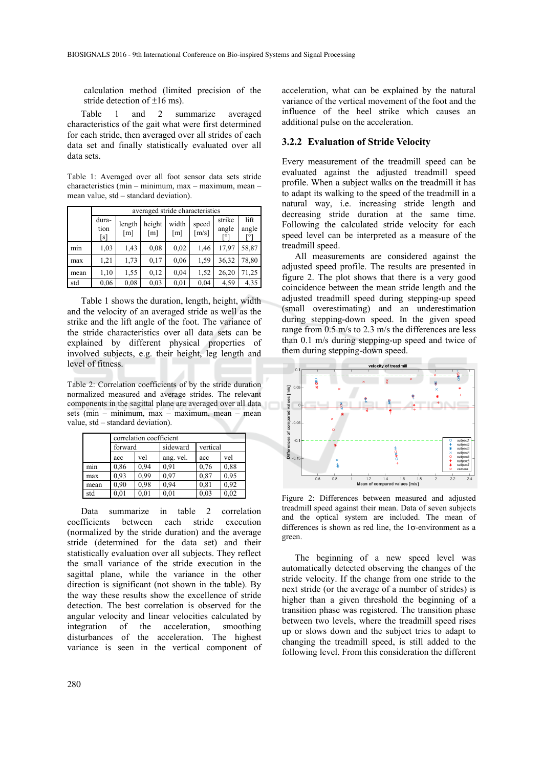calculation method (limited precision of the stride detection of ±16 ms).

Table 1 and 2 summarize averaged characteristics of the gait what were first determined for each stride, then averaged over all strides of each data set and finally statistically evaluated over all data sets.

Table 1: Averaged over all foot sensor data sets stride characteristics (min – minimum, max – maximum, mean – mean value, std – standard deviation).

| | averaged stride characteristics | | | | | | |
|---|---|---|---|---|---|---|---|
| | duration [s] | length [m] | height [m] | width [m] | speed [m/s] | strike angle [°] | lift angle [°] |
| min | 1,03 | 1,43 | 0,08 | 0,02 | 1,46 | 17,97 | 58,87 |
| max | 1,21 | 1,73 | 0,17 | 0,06 | 1,59 | 36,32 | 78,80 |
| mean | 1,10 | 1,55 | 0,12 | 0,04 | 1,52 | 26,20 | 71,25 |
| std | 0,06 | 0,08 | 0,03 | 0,01 | 0,04 | 4,59 | 4,35 |

Table 1 shows the duration, length, height, width and the velocity of an averaged stride as well as the strike and the lift angle of the foot. The variance of the stride characteristics over all data sets can be explained by different physical properties of involved subjects, e.g. their height, leg length and level of fitness.

Table 2: Correlation coefficients of by the stride duration normalized measured and average strides. The relevant components in the sagittal plane are averaged over all data sets (min – minimum, max – maximum, mean – mean value, std – standard deviation).

| | correlation coefficient | | | | |
|---|---|---|---|---|---|
| | forward | | sideward | vertical | |
| | acc | vel | ang. vel. | acc | vel |
| min | 0,86 | 0,94 | 0,91 | 0,76 | 0,88 |
| max | 0,93 | 0,99 | 0,97 | 0,87 | 0,95 |
| mean | 0,90 | 0,98 | 0,94 | 0,81 | 0,92 |
| std | 0,01 | 0,01 | 0,01 | 0,03 | 0,02 |

Data summarize in table 2 correlation coefficients between each stride execution (normalized by the stride duration) and the average stride (determined for the data set) and their statistically evaluation over all subjects. They reflect the small variance of the stride execution in the sagittal plane, while the variance in the other direction is significant (not shown in the table). By the way these results show the excellence of stride detection. The best correlation is observed for the angular velocity and linear velocities calculated by integration of the acceleration, smoothing disturbances of the acceleration. The highest variance is seen in the vertical component of acceleration, what can be explained by the natural variance of the vertical movement of the foot and the influence of the heel strike which causes an additional pulse on the acceleration.

### 3.2.2 Evaluation of Stride Velocity

Every measurement of the treadmill speed can be evaluated against the adjusted treadmill speed profile. When a subject walks on the treadmill it has to adapt its walking to the speed of the treadmill in a natural way, i.e. increasing stride length and decreasing stride duration at the same time. Following the calculated stride velocity for each speed level can be interpreted as a measure of the treadmill speed.

All measurements are considered against the adjusted speed profile. The results are presented in figure 2. The plot shows that there is a very good coincidence between the mean stride length and the adjusted treadmill speed during stepping-up speed (small overestimating) and an underestimation during stepping-down speed. In the given speed range from 0.5 m/s to 2.3 m/s the differences are less than 0.1 m/s during stepping-up speed and twice of them during stepping-down speed.

Figure 2: Differences between measured and adjusted treadmill speed against their mean. Data of seven subjects and the optical system are included. The mean of differences is shown as red line, the 1σ-environment as a green.

The beginning of a new speed level was automatically detected observing the changes of the stride velocity. If the change from one stride to the next stride (or the average of a number of strides) is higher than a given threshold the beginning of a transition phase was registered. The transition phase between two levels, where the treadmill speed rises up or slows down and the subject tries to adapt to changing the treadmill speed, is still added to the following level. From this consideration the different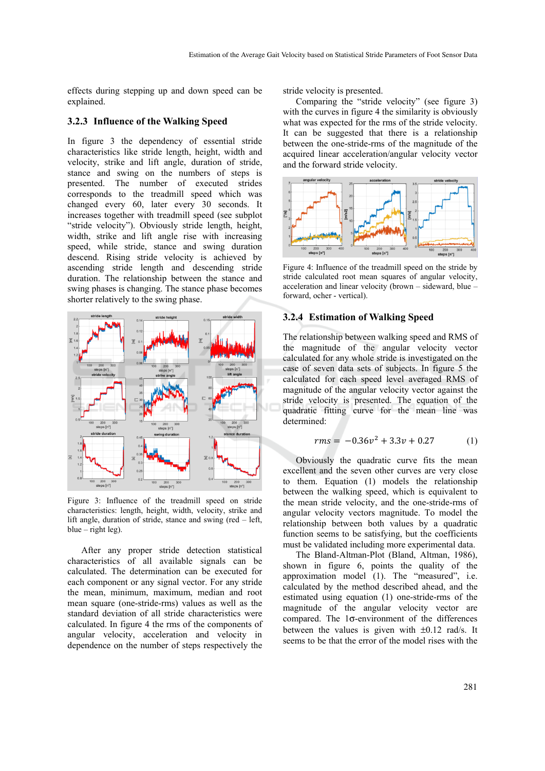effects during stepping up and down speed can be explained.

### 3.2.3 Influence of the Walking Speed

In figure 3 the dependency of essential stride characteristics like stride length, height, width and velocity, strike and lift angle, duration of stride, stance and swing on the numbers of steps is presented. The number of executed strides corresponds to the treadmill speed which was changed every 60, later every 30 seconds. It increases together with treadmill speed (see subplot "stride velocity"). Obviously stride length, height, width, strike and lift angle rise with increasing speed, while stride, stance and swing duration descend. Rising stride velocity is achieved by ascending stride length and descending stride duration. The relationship between the stance and swing phases is changing. The stance phase becomes shorter relatively to the swing phase.

Figure 3: Influence of the treadmill speed on stride characteristics: length, height, width, velocity, strike and lift angle, duration of stride, stance and swing (red – left, blue – right leg).

After any proper stride detection statistical characteristics of all available signals can be calculated. The determination can be executed for each component or any signal vector. For any stride the mean, minimum, median and root mean square (one-stride-rms) values as well as the standard deviation of all stride characteristics were calculated. In figure 4 the rms of the components of angular velocity, acceleration and velocity in dependence on the number of steps respectively the stride velocity is presented.

Comparing the "stride velocity" (see figure 3) with the curves in figure 4 the similarity is obviously what was expected for the rms of the stride velocity. It can be suggested that there is a relationship between the one-stride-rms of the magnitude of the acquired linear acceleration/angular velocity vector and the forward stride velocity.

Figure 4: Influence of the treadmill speed on the stride by stride calculated root mean squares of angular velocity, acceleration and linear velocity (brown – sideward, blue – forward, ocher - vertical).

### 3.2.4 Estimation of Walking Speed

The relationship between walking speed and RMS of the magnitude of the angular velocity vector calculated for any whole stride is investigated on the case of seven data sets of subjects. In figure 5 the calculated for each speed level averaged RMS of magnitude of the angular velocity vector against the stride velocity is presented. The equation of the quadratic fitting curve for the mean line was determined:

$$rms = -0.36v^2 + 3.3v + 0.27 \qquad (1)$$

Obviously the quadratic curve fits the mean excellent and the seven other curves are very close to them. Equation (1) models the relationship between the walking speed, which is equivalent to the mean stride velocity, and the one-stride-rms of angular velocity vectors magnitude. To model the relationship between both values by a quadratic function seems to be satisfying, but the coefficients must be validated including more experimental data.

The Bland-Altman-Plot (Bland, Altman, 1986), shown in figure 6, points the quality of the approximation model (1). The "measured", i.e. calculated by the method described ahead, and the estimated using equation (1) one-stride-rms of the magnitude of the angular velocity vector are compared. The 1σ-environment of the differences between the values is given with ±0.12 rad/s. It seems to be that the error of the model rises with the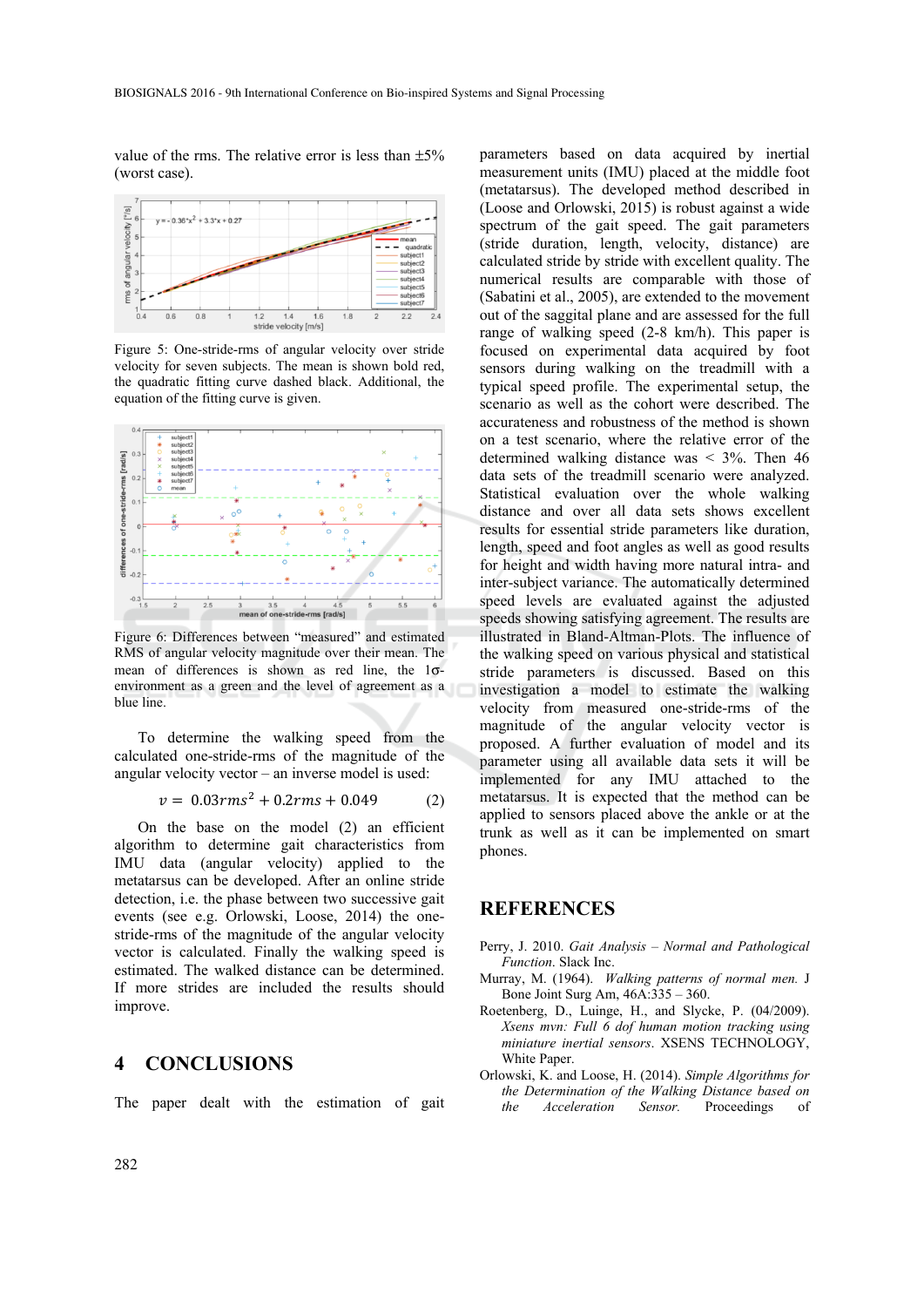value of the rms. The relative error is less than ±5% (worst case).

Figure 5: One-stride-rms of angular velocity over stride velocity for seven subjects. The mean is shown bold red, the quadratic fitting curve dashed black. Additional, the equation of the fitting curve is given.

Figure 6: Differences between "measured" and estimated RMS of angular velocity magnitude over their mean. The mean of differences is shown as red line, the 1σ-environment as a green and the level of agreement as a blue line.

To determine the walking speed from the calculated one-stride-rms of the magnitude of the angular velocity vector – an inverse model is used:

$$v = 0.03rms^2 + 0.2rms + 0.049 \qquad (2)$$

On the base on the model (2) an efficient algorithm to determine gait characteristics from IMU data (angular velocity) applied to the metatarsus can be developed. After an online stride detection, i.e. the phase between two successive gait events (see e.g. Orlowski, Loose, 2014) the one-stride-rms of the magnitude of the angular velocity vector is calculated. Finally the walking speed is estimated. The walked distance can be determined. If more strides are included the results should improve.

## 4 CONCLUSIONS

The paper dealt with the estimation of gait parameters based on data acquired by inertial measurement units (IMU) placed at the middle foot (metatarsus). The developed method described in (Loose and Orlowski, 2015) is robust against a wide spectrum of the gait speed. The gait parameters (stride duration, length, velocity, distance) are calculated stride by stride with excellent quality. The numerical results are comparable with those of (Sabatini et al., 2005), are extended to the movement out of the saggital plane and are assessed for the full range of walking speed (2-8 km/h). This paper is focused on experimental data acquired by foot sensors during walking on the treadmill with a typical speed profile. The experimental setup, the scenario as well as the cohort were described. The accurateness and robustness of the method is shown on a test scenario, where the relative error of the determined walking distance was < 3%. Then 46 data sets of the treadmill scenario were analyzed. Statistical evaluation over the whole walking distance and over all data sets shows excellent results for essential stride parameters like duration, length, speed and foot angles as well as good results for height and width having more natural intra- and inter-subject variance. The automatically determined speed levels are evaluated against the adjusted speeds showing satisfying agreement. The results are illustrated in Bland-Altman-Plots. The influence of the walking speed on various physical and statistical stride parameters is discussed. Based on this investigation a model to estimate the walking velocity from measured one-stride-rms of the magnitude of the angular velocity vector is proposed. A further evaluation of model and its parameter using all available data sets it will be implemented for any IMU attached to the metatarsus. It is expected that the method can be applied to sensors placed above the ankle or at the trunk as well as it can be implemented on smart phones.

## REFERENCES

Perry, J. 2010. *Gait Analysis – Normal and Pathological Function*. Slack Inc.

Murray, M. (1964). *Walking patterns of normal men.* J Bone Joint Surg Am, 46A:335 – 360.

Roetenberg, D., Luinge, H., and Slycke, P. (04/2009). *Xsens mvn: Full 6 dof human motion tracking using miniature inertial sensors*. XSENS TECHNOLOGY, White Paper.

Orlowski, K. and Loose, H. (2014). *Simple Algorithms for the Determination of the Walking Distance based on the Acceleration Sensor.* Proceedings of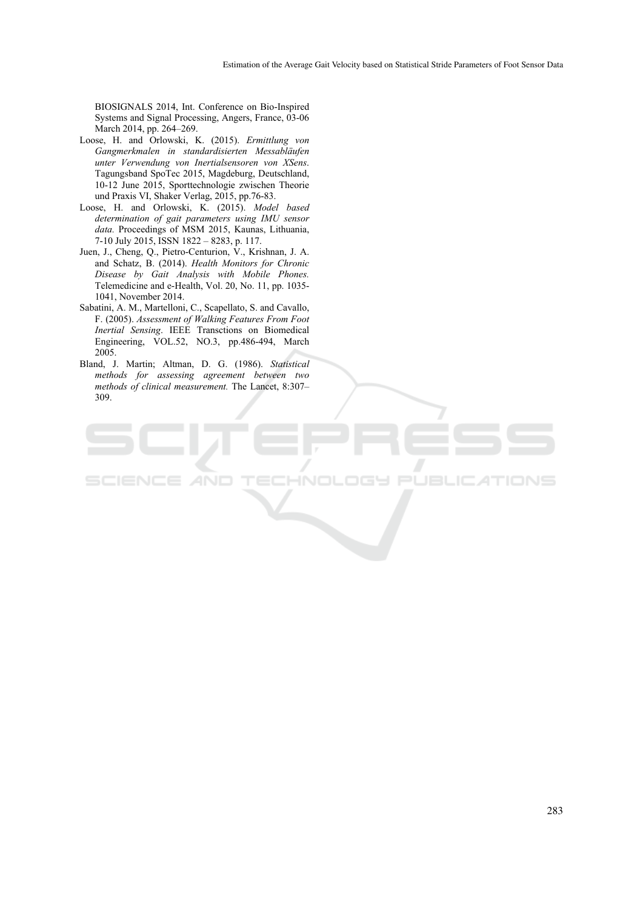BIOSIGNALS 2014, Int. Conference on Bio-Inspired Systems and Signal Processing, Angers, France, 03-06 March 2014, pp. 264–269.

Loose, H. and Orlowski, K. (2015). *Ermittlung von Gangmerkmalen in standardisierten Messabläufen unter Verwendung von Inertialsensoren von XSens*. Tagungsband SpoTec 2015, Magdeburg, Deutschland, 10-12 June 2015, Sporttechnologie zwischen Theorie und Praxis VI, Shaker Verlag, 2015, pp.76-83.

Loose, H. and Orlowski, K. (2015). *Model based determination of gait parameters using IMU sensor data.* Proceedings of MSM 2015, Kaunas, Lithuania, 7-10 July 2015, ISSN 1822 – 8283, p. 117.

Juen, J., Cheng, Q., Pietro-Centurion, V., Krishnan, J. A. and Schatz, B. (2014). *Health Monitors for Chronic Disease by Gait Analysis with Mobile Phones.* Telemedicine and e-Health, Vol. 20, No. 11, pp. 1035-1041, November 2014.

Sabatini, A. M., Martelloni, C., Scapellato, S. and Cavallo, F. (2005). *Assessment of Walking Features From Foot Inertial Sensing*. IEEE Transctions on Biomedical Engineering, VOL.52, NO.3, pp.486-494, March 2005.

Bland, J. Martin; Altman, D. G. (1986). *Statistical methods for assessing agreement between two methods of clinical measurement.* The Lancet, 8:307–309.